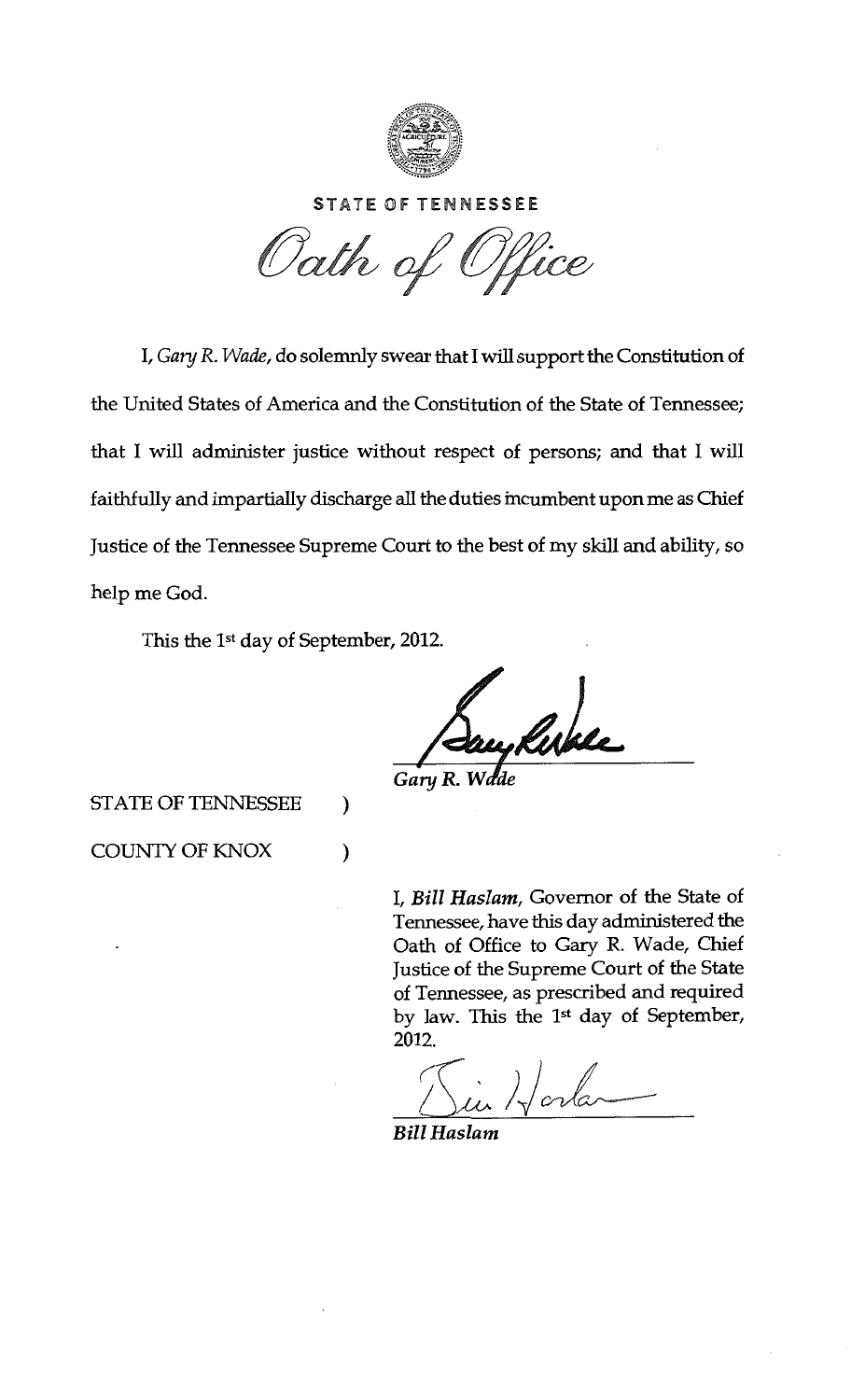STATE OF TENNESSEE

# *Oath of Office*

I, *Gary R. Wade*, do solemnly swear that I will support the Constitution of the United States of America and the Constitution of the State of Tennessee; that I will administer justice without respect of persons; and that I will faithfully and impartially discharge all the duties incumbent upon me as Chief Justice of the Tennessee Supreme Court to the best of my skill and ability, so help me God.

This the 1st day of September, 2012.

*Gary R. Wade*

STATE OF TENNESSEE )

COUNTY OF KNOX )

I, ***Bill Haslam***, Governor of the State of Tennessee, have this day administered the Oath of Office to Gary R. Wade, Chief Justice of the Supreme Court of the State of Tennessee, as prescribed and required by law. This the 1st day of September, 2012.

***Bill Haslam***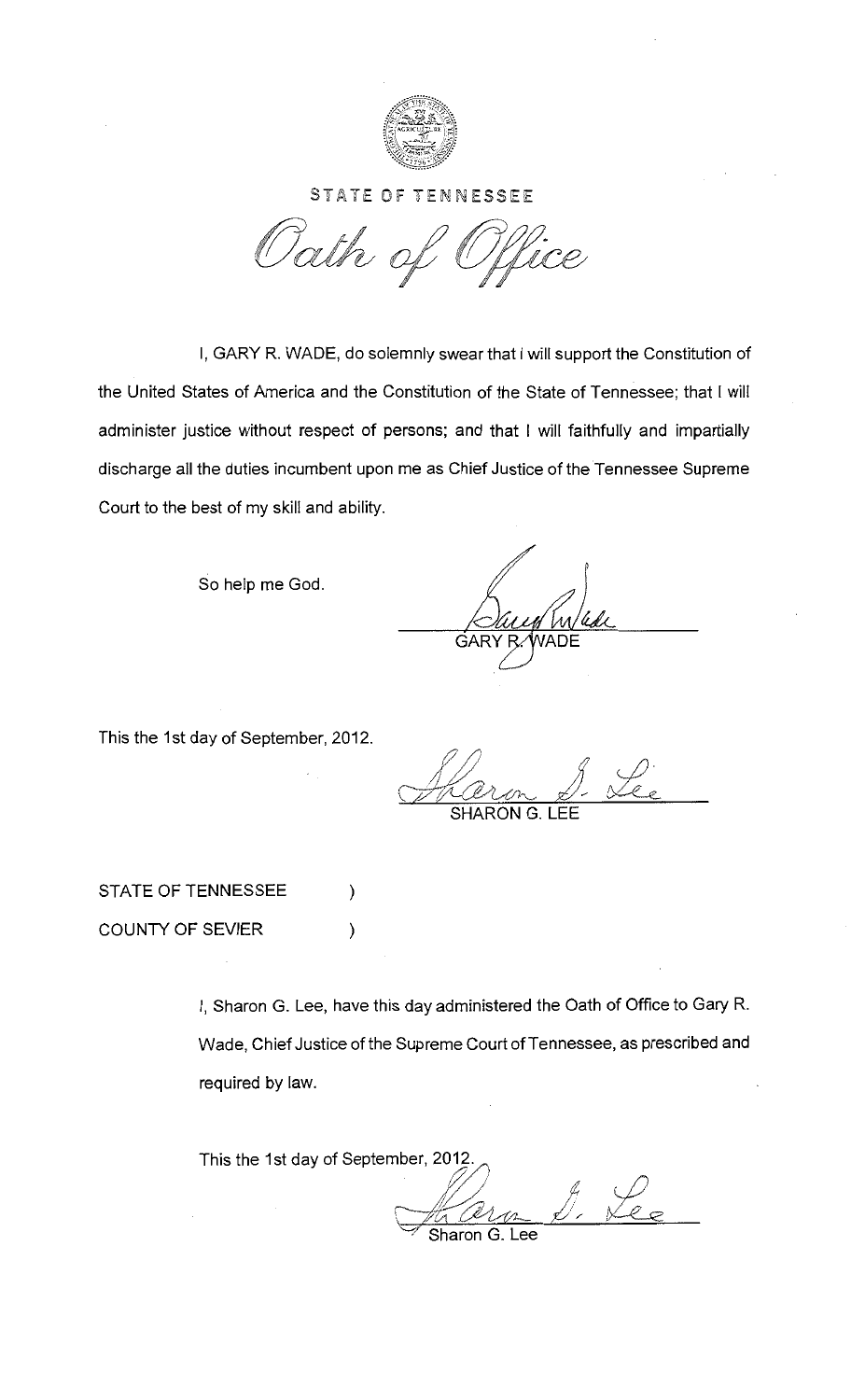STATE OF TENNESSEE

# *Oath of Office*

I, GARY R. WADE, do solemnly swear that I will support the Constitution of the United States of America and the Constitution of the State of Tennessee; that I will administer justice without respect of persons; and that I will faithfully and impartially discharge all the duties incumbent upon me as Chief Justice of the Tennessee Supreme Court to the best of my skill and ability.

So help me God.

GARY R. WADE

This the 1st day of September, 2012.

SHARON G. LEE

STATE OF TENNESSEE )
COUNTY OF SEVIER )

I, Sharon G. Lee, have this day administered the Oath of Office to Gary R. Wade, Chief Justice of the Supreme Court of Tennessee, as prescribed and required by law.

This the 1st day of September, 2012.

Sharon G. Lee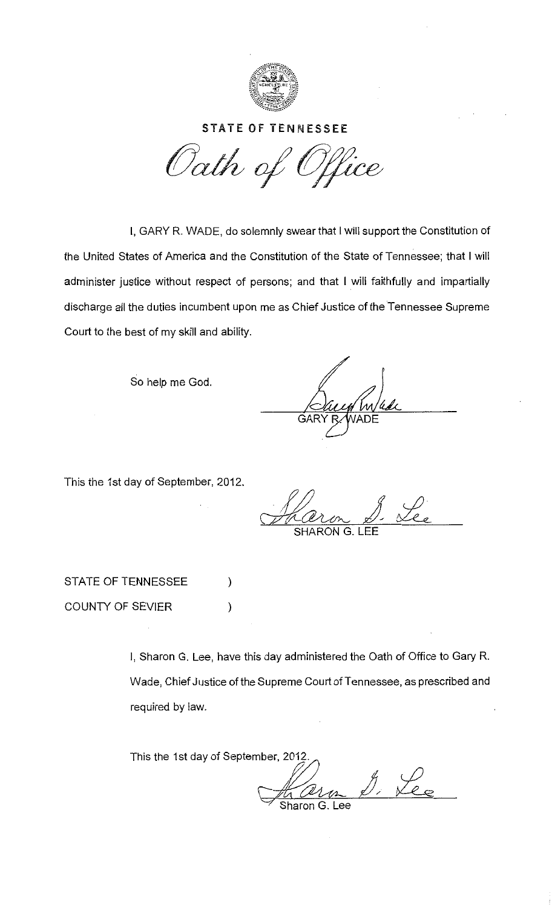STATE OF TENNESSEE

# *Oath of Office*

I, GARY R. WADE, do solemnly swear that I will support the Constitution of the United States of America and the Constitution of the State of Tennessee; that I will administer justice without respect of persons; and that I will faithfully and impartially discharge all the duties incumbent upon me as Chief Justice of the Tennessee Supreme Court to the best of my skill and ability.

So help me God.

GARY R. WADE

This the 1st day of September, 2012.

SHARON G. LEE

STATE OF TENNESSEE )
COUNTY OF SEVIER )

I, Sharon G. Lee, have this day administered the Oath of Office to Gary R. Wade, Chief Justice of the Supreme Court of Tennessee, as prescribed and required by law.

This the 1st day of September, 2012.

Sharon G. Lee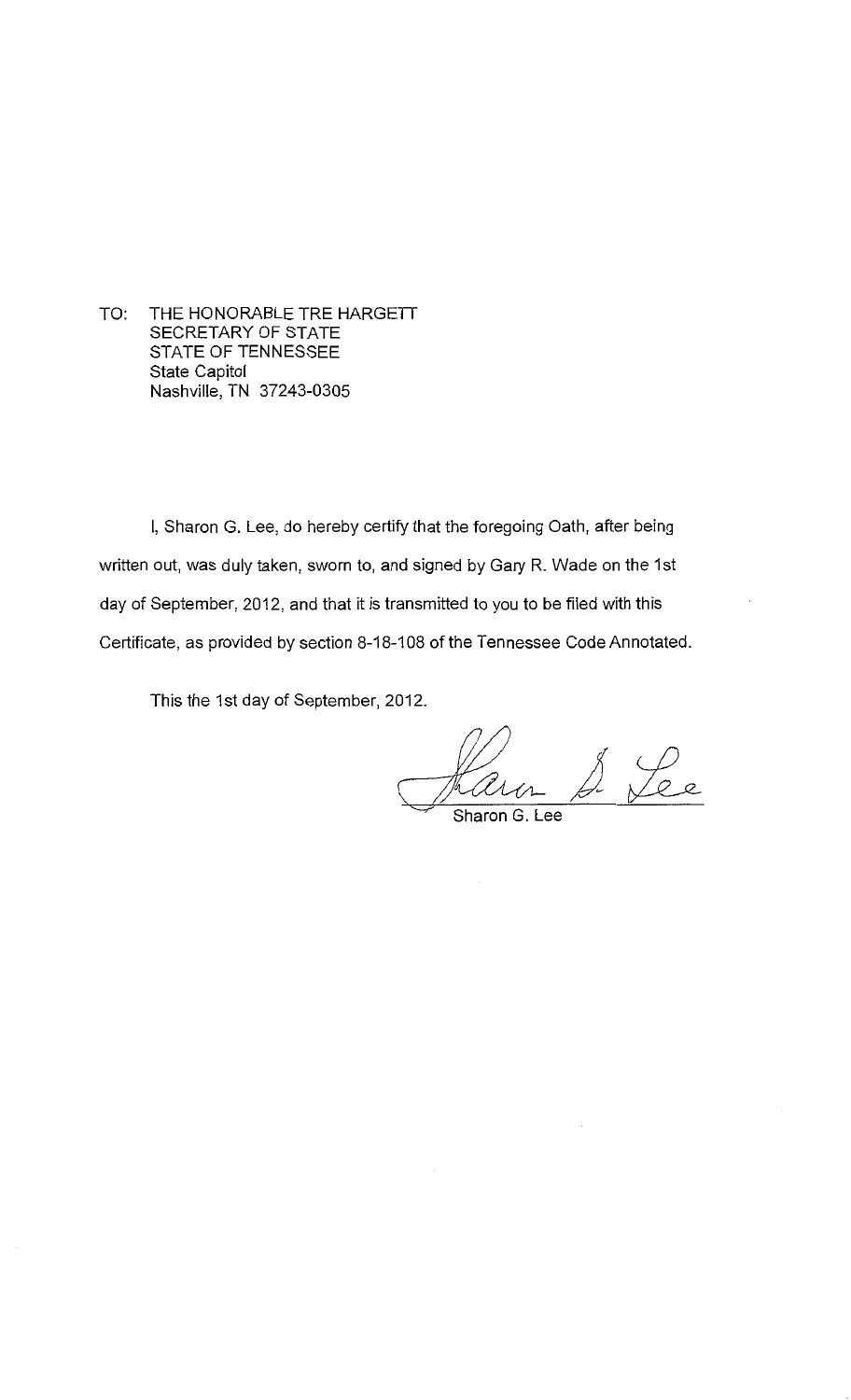TO: THE HONORABLE TRE HARGETT
SECRETARY OF STATE
STATE OF TENNESSEE
State Capitol
Nashville, TN 37243-0305

I, Sharon G. Lee, do hereby certify that the foregoing Oath, after being written out, was duly taken, sworn to, and signed by Gary R. Wade on the 1st day of September, 2012, and that it is transmitted to you to be filed with this Certificate, as provided by section 8-18-108 of the Tennessee Code Annotated.

This the 1st day of September, 2012.

Sharon G. Lee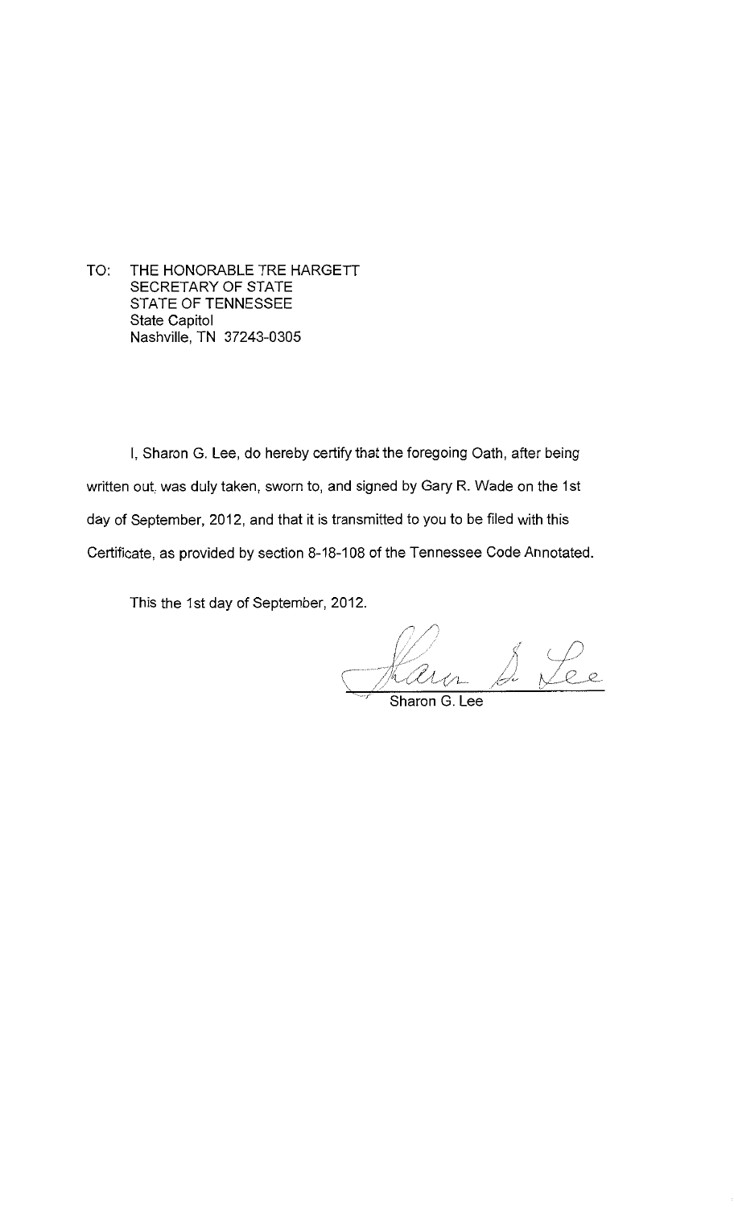TO: THE HONORABLE TRE HARGETT
SECRETARY OF STATE
STATE OF TENNESSEE
State Capitol
Nashville, TN 37243-0305

I, Sharon G. Lee, do hereby certify that the foregoing Oath, after being written out, was duly taken, sworn to, and signed by Gary R. Wade on the 1st day of September, 2012, and that it is transmitted to you to be filed with this Certificate, as provided by section 8-18-108 of the Tennessee Code Annotated.

This the 1st day of September, 2012.

Sharon G. Lee